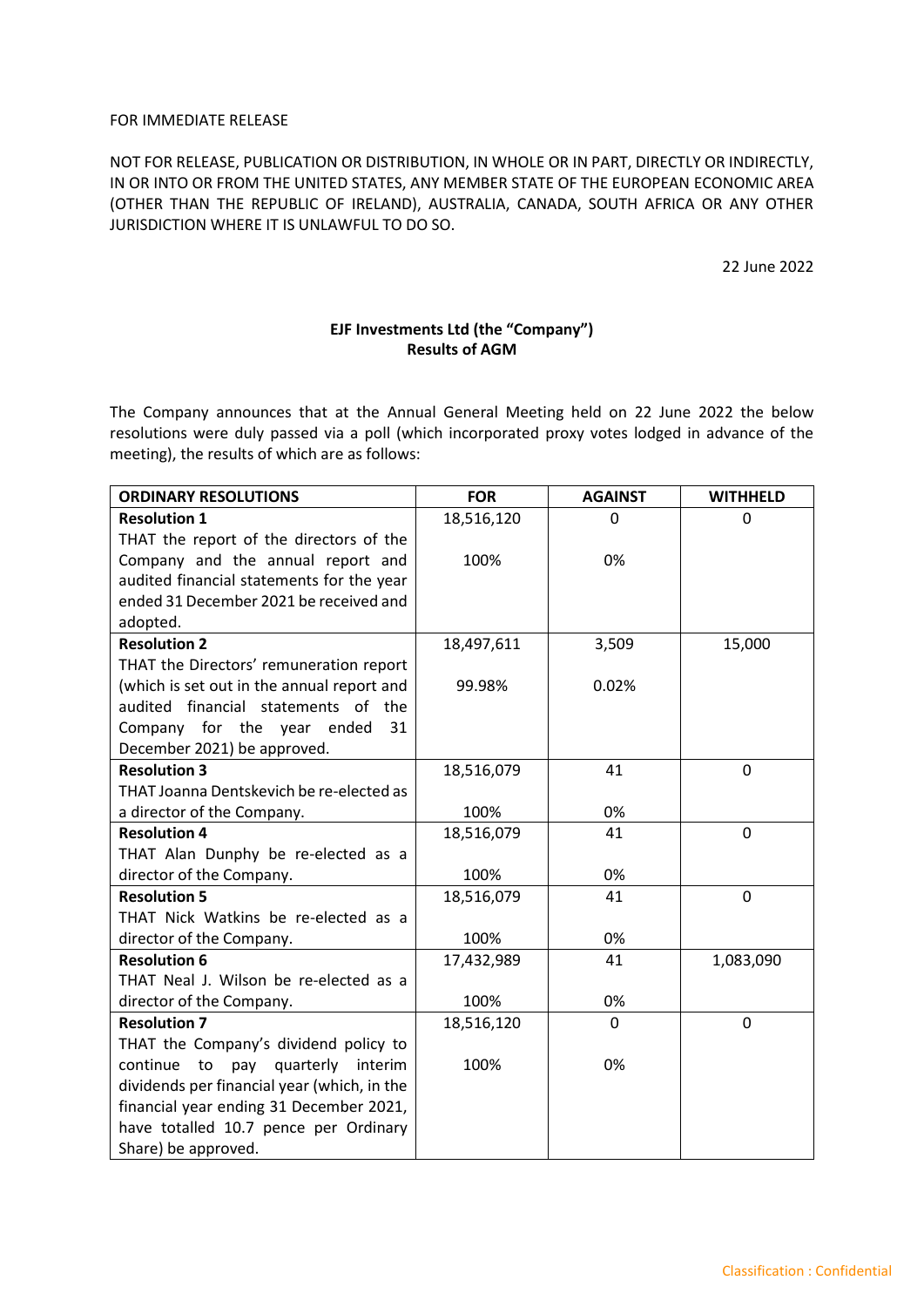FOR IMMEDIATE RELEASE

NOT FOR RELEASE, PUBLICATION OR DISTRIBUTION, IN WHOLE OR IN PART, DIRECTLY OR INDIRECTLY, IN OR INTO OR FROM THE UNITED STATES, ANY MEMBER STATE OF THE EUROPEAN ECONOMIC AREA (OTHER THAN THE REPUBLIC OF IRELAND), AUSTRALIA, CANADA, SOUTH AFRICA OR ANY OTHER JURISDICTION WHERE IT IS UNLAWFUL TO DO SO.

22 June 2022

**EJF Investments Ltd (the "Company")**
**Results of AGM**

The Company announces that at the Annual General Meeting held on 22 June 2022 the below resolutions were duly passed via a poll (which incorporated proxy votes lodged in advance of the meeting), the results of which are as follows:

| ORDINARY RESOLUTIONS | FOR | AGAINST | WITHHELD |
|---|---|---|---|
| **Resolution 1** THAT the report of the directors of the Company and the annual report and audited financial statements for the year ended 31 December 2021 be received and adopted. | 18,516,120<br><br>100% | 0<br><br>0% | 0 |
| **Resolution 2** THAT the Directors' remuneration report (which is set out in the annual report and audited financial statements of the Company for the year ended 31 December 2021) be approved. | 18,497,611<br><br>99.98% | 3,509<br><br>0.02% | 15,000 |
| **Resolution 3** THAT Joanna Dentskevich be re-elected as a director of the Company. | 18,516,079<br><br>100% | 41<br><br>0% | 0 |
| **Resolution 4** THAT Alan Dunphy be re-elected as a director of the Company. | 18,516,079<br><br>100% | 41<br><br>0% | 0 |
| **Resolution 5** THAT Nick Watkins be re-elected as a director of the Company. | 18,516,079<br><br>100% | 41<br><br>0% | 0 |
| **Resolution 6** THAT Neal J. Wilson be re-elected as a director of the Company. | 17,432,989<br><br>100% | 41<br><br>0% | 1,083,090 |
| **Resolution 7** THAT the Company's dividend policy to continue to pay quarterly interim dividends per financial year (which, in the financial year ending 31 December 2021, have totalled 10.7 pence per Ordinary Share) be approved. | 18,516,120<br><br>100% | 0<br><br>0% | 0 |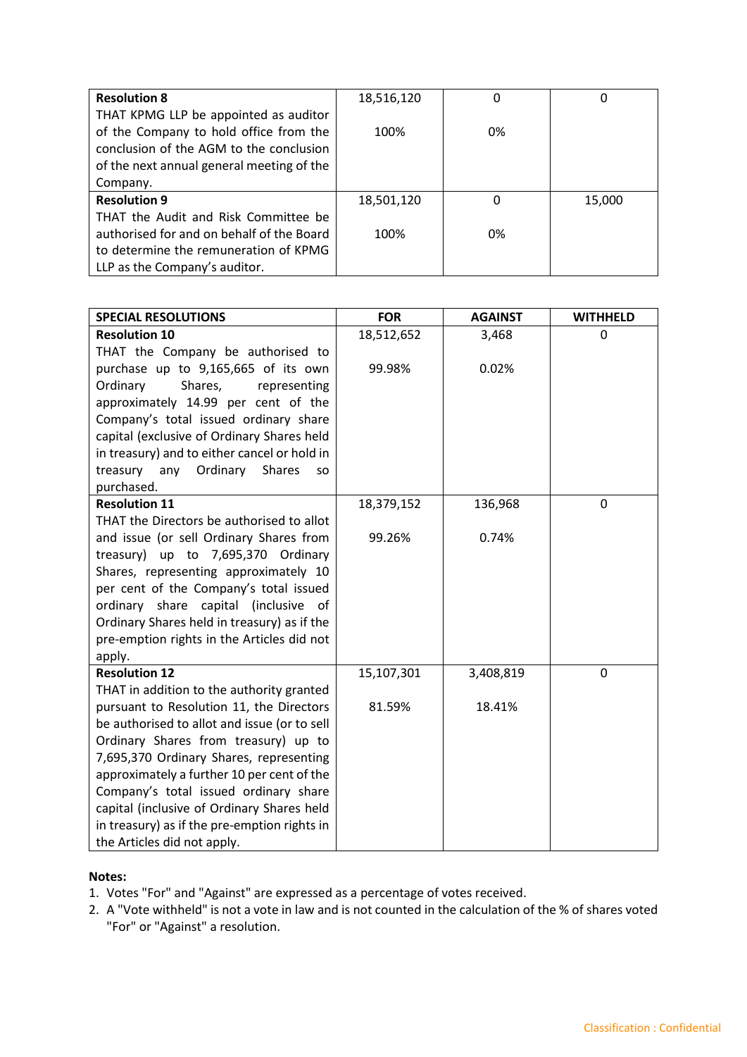| | | | |
|---|---|---|---|
| **Resolution 8**<br>THAT KPMG LLP be appointed as auditor of the Company to hold office from the conclusion of the AGM to the conclusion of the next annual general meeting of the Company. | 18,516,120<br><br>100% | 0<br><br>0% | 0 |
| **Resolution 9**<br>THAT the Audit and Risk Committee be authorised for and on behalf of the Board to determine the remuneration of KPMG LLP as the Company's auditor. | 18,501,120<br><br>100% | 0<br><br>0% | 15,000 |

| **SPECIAL RESOLUTIONS** | **FOR** | **AGAINST** | **WITHHELD** |
|---|---|---|---|
| **Resolution 10**<br>THAT the Company be authorised to purchase up to 9,165,665 of its own Ordinary Shares, representing approximately 14.99 per cent of the Company's total issued ordinary share capital (exclusive of Ordinary Shares held in treasury) and to either cancel or hold in treasury any Ordinary Shares so purchased. | 18,512,652<br><br>99.98% | 3,468<br><br>0.02% | 0 |
| **Resolution 11**<br>THAT the Directors be authorised to allot and issue (or sell Ordinary Shares from treasury) up to 7,695,370 Ordinary Shares, representing approximately 10 per cent of the Company's total issued ordinary share capital (inclusive of Ordinary Shares held in treasury) as if the pre-emption rights in the Articles did not apply. | 18,379,152<br><br>99.26% | 136,968<br><br>0.74% | 0 |
| **Resolution 12**<br>THAT in addition to the authority granted pursuant to Resolution 11, the Directors be authorised to allot and issue (or to sell Ordinary Shares from treasury) up to 7,695,370 Ordinary Shares, representing approximately a further 10 per cent of the Company's total issued ordinary share capital (inclusive of Ordinary Shares held in treasury) as if the pre-emption rights in the Articles did not apply. | 15,107,301<br><br>81.59% | 3,408,819<br><br>18.41% | 0 |

**Notes:**

1. Votes "For" and "Against" are expressed as a percentage of votes received.
2. A "Vote withheld" is not a vote in law and is not counted in the calculation of the % of shares voted "For" or "Against" a resolution.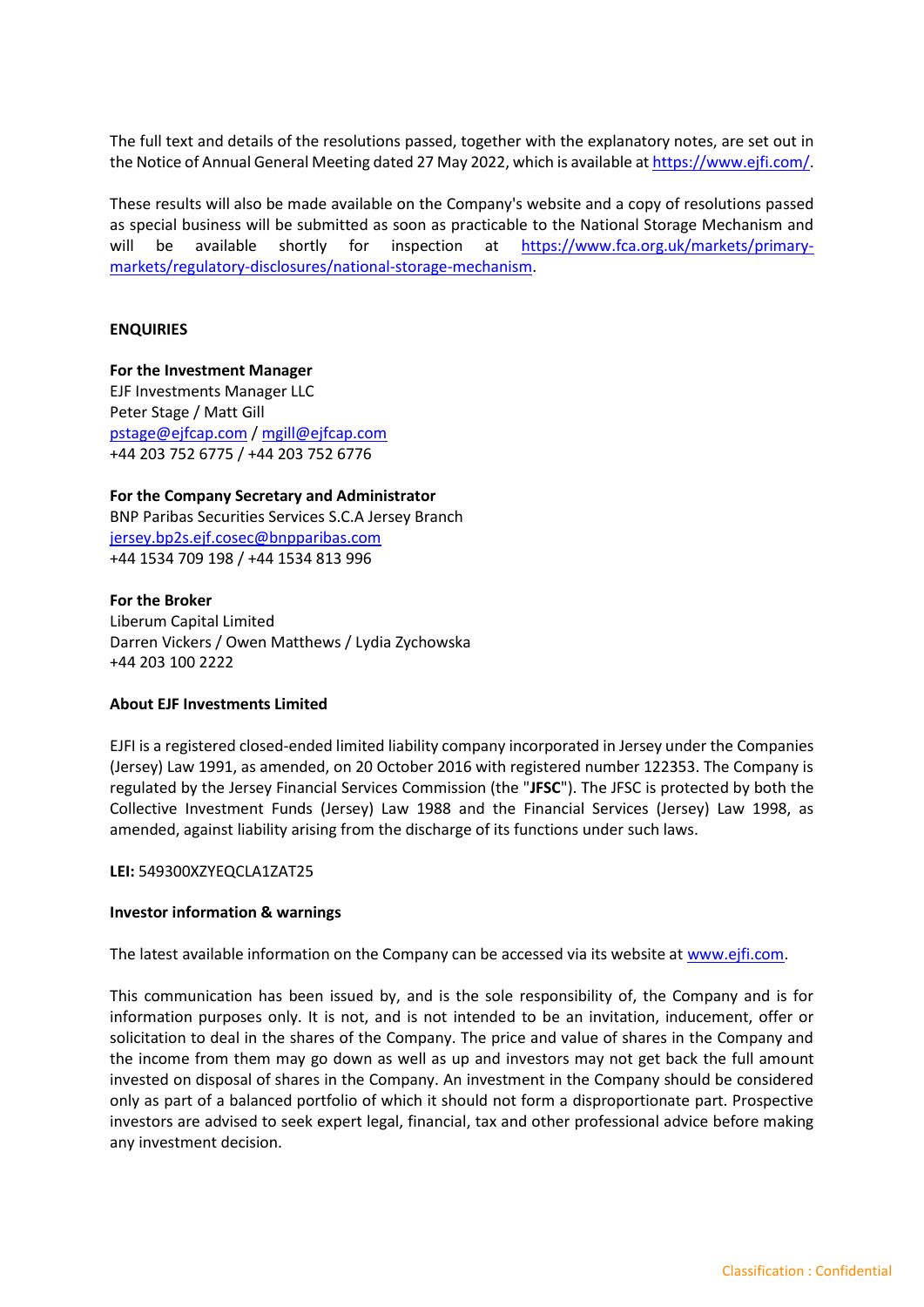The full text and details of the resolutions passed, together with the explanatory notes, are set out in the Notice of Annual General Meeting dated 27 May 2022, which is available at https://www.ejfi.com/.

These results will also be made available on the Company's website and a copy of resolutions passed as special business will be submitted as soon as practicable to the National Storage Mechanism and will be available shortly for inspection at https://www.fca.org.uk/markets/primary-markets/regulatory-disclosures/national-storage-mechanism.

**ENQUIRIES**

**For the Investment Manager**
EJF Investments Manager LLC
Peter Stage / Matt Gill
pstage@ejfcap.com / mgill@ejfcap.com
+44 203 752 6775 / +44 203 752 6776

**For the Company Secretary and Administrator**
BNP Paribas Securities Services S.C.A Jersey Branch
jersey.bp2s.ejf.cosec@bnpparibas.com
+44 1534 709 198 / +44 1534 813 996

**For the Broker**
Liberum Capital Limited
Darren Vickers / Owen Matthews / Lydia Zychowska
+44 203 100 2222

**About EJF Investments Limited**

EJFI is a registered closed-ended limited liability company incorporated in Jersey under the Companies (Jersey) Law 1991, as amended, on 20 October 2016 with registered number 122353. The Company is regulated by the Jersey Financial Services Commission (the "**JFSC**"). The JFSC is protected by both the Collective Investment Funds (Jersey) Law 1988 and the Financial Services (Jersey) Law 1998, as amended, against liability arising from the discharge of its functions under such laws.

**LEI:** 549300XZYEQCLA1ZAT25

**Investor information & warnings**

The latest available information on the Company can be accessed via its website at www.ejfi.com.

This communication has been issued by, and is the sole responsibility of, the Company and is for information purposes only. It is not, and is not intended to be an invitation, inducement, offer or solicitation to deal in the shares of the Company. The price and value of shares in the Company and the income from them may go down as well as up and investors may not get back the full amount invested on disposal of shares in the Company. An investment in the Company should be considered only as part of a balanced portfolio of which it should not form a disproportionate part. Prospective investors are advised to seek expert legal, financial, tax and other professional advice before making any investment decision.